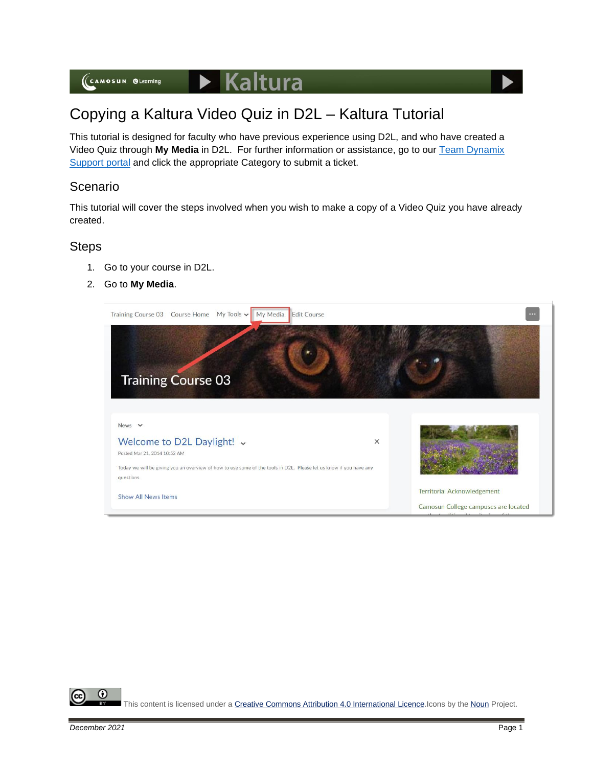# Copying a Kaltura Video Quiz in D2L – Kaltura Tutorial

This tutorial is designed for faculty who have previous experience using D2L, and who have created a Video Quiz through **My Media** in D2L. For further information or assistance, go to our Team Dynamix Support portal and click the appropriate Category to submit a ticket.

## Scenario

This tutorial will cover the steps involved when you wish to make a copy of a Video Quiz you have already created.

## Steps

1. Go to your course in D2L.
2. Go to **My Media**.

This content is licensed under a Creative Commons Attribution 4.0 International Licence. Icons by the Noun Project.

*December 2021*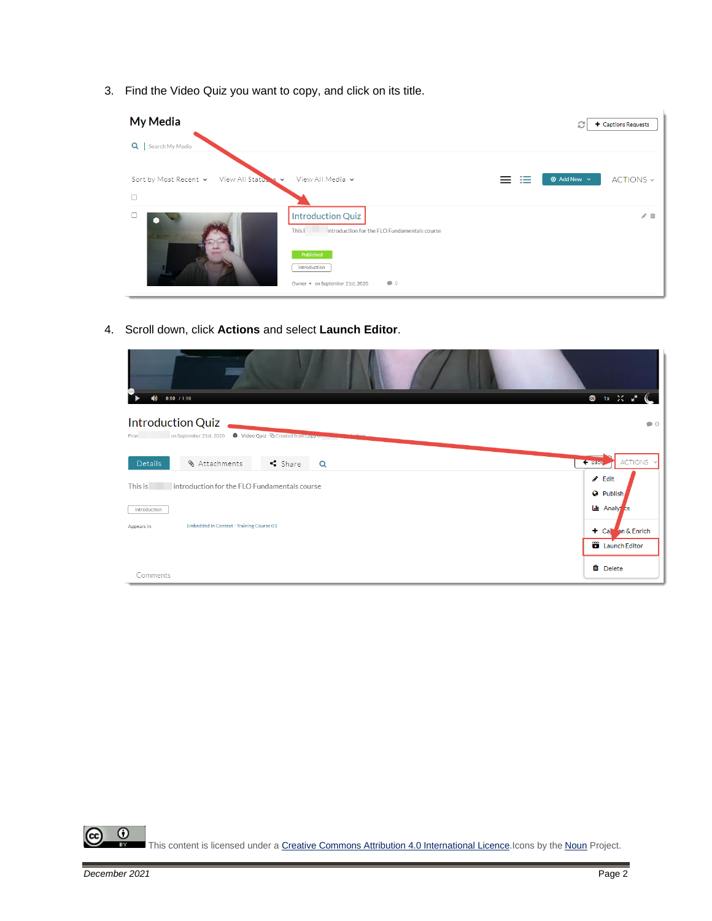3. Find the Video Quiz you want to copy, and click on its title.

4. Scroll down, click **Actions** and select **Launch Editor**.

This content is licensed under a Creative Commons Attribution 4.0 International Licence.Icons by the Noun Project.

*December 2021*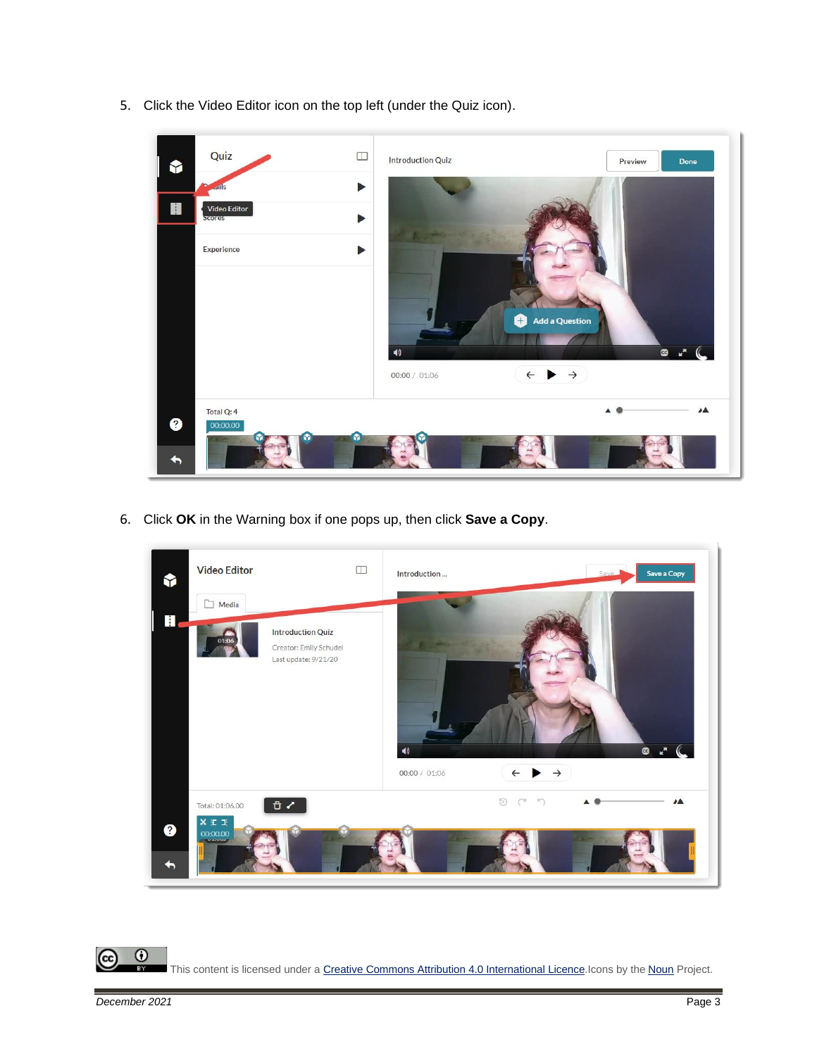5. Click the Video Editor icon on the top left (under the Quiz icon).

6. Click **OK** in the Warning box if one pops up, then click **Save a Copy**.

This content is licensed under a Creative Commons Attribution 4.0 International Licence. Icons by the Noun Project.

December 2021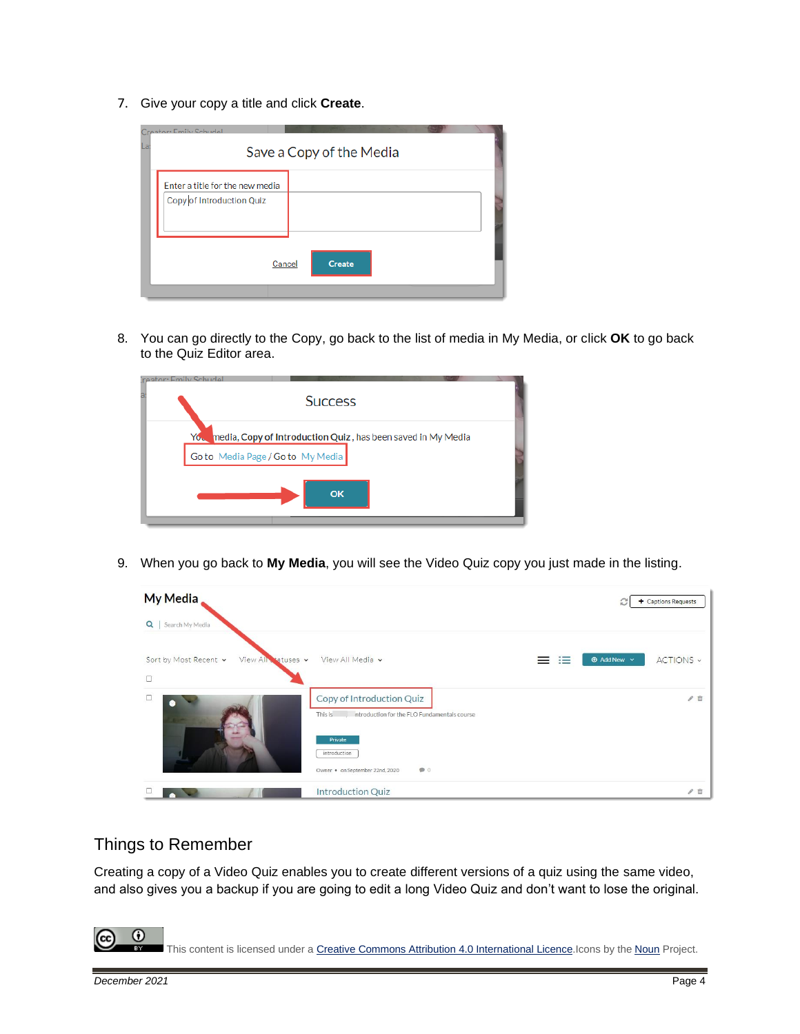7. Give your copy a title and click **Create**.

8. You can go directly to the Copy, go back to the list of media in My Media, or click **OK** to go back to the Quiz Editor area.

9. When you go back to **My Media**, you will see the Video Quiz copy you just made in the listing.

## Things to Remember

Creating a copy of a Video Quiz enables you to create different versions of a quiz using the same video, and also gives you a backup if you are going to edit a long Video Quiz and don't want to lose the original.

This content is licensed under a Creative Commons Attribution 4.0 International Licence. Icons by the Noun Project.

December 2021